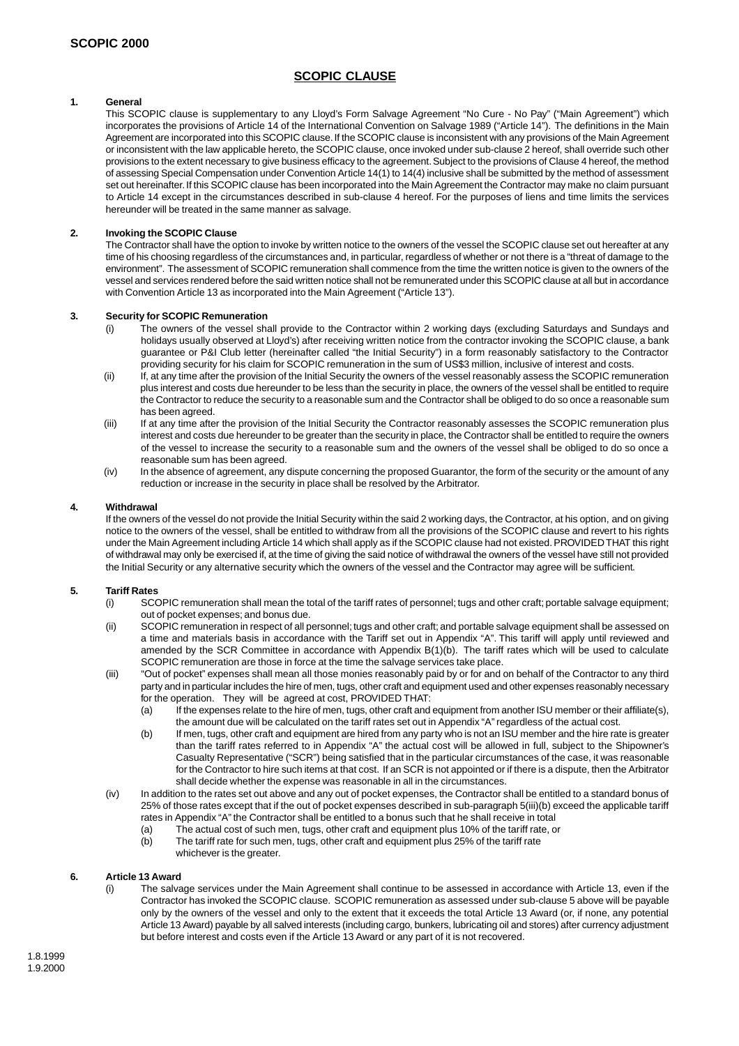# SCOPIC 2000

## SCOPIC CLAUSE

**1. General**

This SCOPIC clause is supplementary to any Lloyd's Form Salvage Agreement "No Cure - No Pay" ("Main Agreement") which incorporates the provisions of Article 14 of the International Convention on Salvage 1989 ("Article 14"). The definitions in the Main Agreement are incorporated into this SCOPIC clause. If the SCOPIC clause is inconsistent with any provisions of the Main Agreement or inconsistent with the law applicable hereto, the SCOPIC clause, once invoked under sub-clause 2 hereof, shall override such other provisions to the extent necessary to give business efficacy to the agreement. Subject to the provisions of Clause 4 hereof, the method of assessing Special Compensation under Convention Article 14(1) to 14(4) inclusive shall be submitted by the method of assessment set out hereinafter. If this SCOPIC clause has been incorporated into the Main Agreement the Contractor may make no claim pursuant to Article 14 except in the circumstances described in sub-clause 4 hereof. For the purposes of liens and time limits the services hereunder will be treated in the same manner as salvage.

**2. Invoking the SCOPIC Clause**

The Contractor shall have the option to invoke by written notice to the owners of the vessel the SCOPIC clause set out hereafter at any time of his choosing regardless of the circumstances and, in particular, regardless of whether or not there is a "threat of damage to the environment". The assessment of SCOPIC remuneration shall commence from the time the written notice is given to the owners of the vessel and services rendered before the said written notice shall not be remunerated under this SCOPIC clause at all but in accordance with Convention Article 13 as incorporated into the Main Agreement ("Article 13").

**3. Security for SCOPIC Remuneration**

(i) The owners of the vessel shall provide to the Contractor within 2 working days (excluding Saturdays and Sundays and holidays usually observed at Lloyd's) after receiving written notice from the contractor invoking the SCOPIC clause, a bank guarantee or P&I Club letter (hereinafter called "the Initial Security") in a form reasonably satisfactory to the Contractor providing security for his claim for SCOPIC remuneration in the sum of US$3 million, inclusive of interest and costs.

(ii) If, at any time after the provision of the Initial Security the owners of the vessel reasonably assess the SCOPIC remuneration plus interest and costs due hereunder to be less than the security in place, the owners of the vessel shall be entitled to require the Contractor to reduce the security to a reasonable sum and the Contractor shall be obliged to do so once a reasonable sum has been agreed.

(iii) If at any time after the provision of the Initial Security the Contractor reasonably assesses the SCOPIC remuneration plus interest and costs due hereunder to be greater than the security in place, the Contractor shall be entitled to require the owners of the vessel to increase the security to a reasonable sum and the owners of the vessel shall be obliged to do so once a reasonable sum has been agreed.

(iv) In the absence of agreement, any dispute concerning the proposed Guarantor, the form of the security or the amount of any reduction or increase in the security in place shall be resolved by the Arbitrator.

**4. Withdrawal**

If the owners of the vessel do not provide the Initial Security within the said 2 working days, the Contractor, at his option, and on giving notice to the owners of the vessel, shall be entitled to withdraw from all the provisions of the SCOPIC clause and revert to his rights under the Main Agreement including Article 14 which shall apply as if the SCOPIC clause had not existed. PROVIDED THAT this right of withdrawal may only be exercised if, at the time of giving the said notice of withdrawal the owners of the vessel have still not provided the Initial Security or any alternative security which the owners of the vessel and the Contractor may agree will be sufficient.

**5. Tariff Rates**

(i) SCOPIC remuneration shall mean the total of the tariff rates of personnel; tugs and other craft; portable salvage equipment; out of pocket expenses; and bonus due.

(ii) SCOPIC remuneration in respect of all personnel; tugs and other craft; and portable salvage equipment shall be assessed on a time and materials basis in accordance with the Tariff set out in Appendix "A". This tariff will apply until reviewed and amended by the SCR Committee in accordance with Appendix B(1)(b). The tariff rates which will be used to calculate SCOPIC remuneration are those in force at the time the salvage services take place.

(iii) "Out of pocket" expenses shall mean all those monies reasonably paid by or for and on behalf of the Contractor to any third party and in particular includes the hire of men, tugs, other craft and equipment used and other expenses reasonably necessary for the operation. They will be agreed at cost, PROVIDED THAT:

   (a) If the expenses relate to the hire of men, tugs, other craft and equipment from another ISU member or their affiliate(s), the amount due will be calculated on the tariff rates set out in Appendix "A" regardless of the actual cost.

   (b) If men, tugs, other craft and equipment are hired from any party who is not an ISU member and the hire rate is greater than the tariff rates referred to in Appendix "A" the actual cost will be allowed in full, subject to the Shipowner's Casualty Representative ("SCR") being satisfied that in the particular circumstances of the case, it was reasonable for the Contractor to hire such items at that cost. If an SCR is not appointed or if there is a dispute, then the Arbitrator shall decide whether the expense was reasonable in all in the circumstances.

(iv) In addition to the rates set out above and any out of pocket expenses, the Contractor shall be entitled to a standard bonus of 25% of those rates except that if the out of pocket expenses described in sub-paragraph 5(iii)(b) exceed the applicable tariff rates in Appendix "A" the Contractor shall be entitled to a bonus such that he shall receive in total

   (a) The actual cost of such men, tugs, other craft and equipment plus 10% of the tariff rate, or

   (b) The tariff rate for such men, tugs, other craft and equipment plus 25% of the tariff rate

   whichever is the greater.

**6. Article 13 Award**

(i) The salvage services under the Main Agreement shall continue to be assessed in accordance with Article 13, even if the Contractor has invoked the SCOPIC clause. SCOPIC remuneration as assessed under sub-clause 5 above will be payable only by the owners of the vessel and only to the extent that it exceeds the total Article 13 Award (or, if none, any potential Article 13 Award) payable by all salved interests (including cargo, bunkers, lubricating oil and stores) after currency adjustment but before interest and costs even if the Article 13 Award or any part of it is not recovered.

1.8.1999
1.9.2000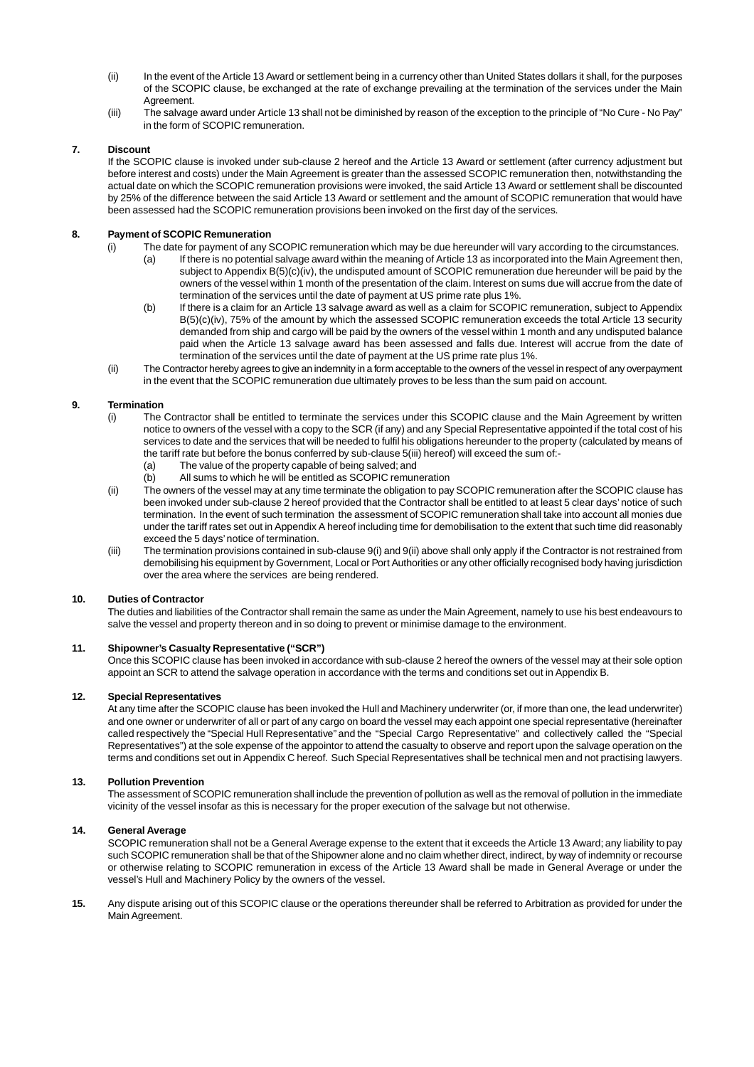(ii) In the event of the Article 13 Award or settlement being in a currency other than United States dollars it shall, for the purposes of the SCOPIC clause, be exchanged at the rate of exchange prevailing at the termination of the services under the Main Agreement.

(iii) The salvage award under Article 13 shall not be diminished by reason of the exception to the principle of "No Cure - No Pay" in the form of SCOPIC remuneration.

**7. Discount**

If the SCOPIC clause is invoked under sub-clause 2 hereof and the Article 13 Award or settlement (after currency adjustment but before interest and costs) under the Main Agreement is greater than the assessed SCOPIC remuneration then, notwithstanding the actual date on which the SCOPIC remuneration provisions were invoked, the said Article 13 Award or settlement shall be discounted by 25% of the difference between the said Article 13 Award or settlement and the amount of SCOPIC remuneration that would have been assessed had the SCOPIC remuneration provisions been invoked on the first day of the services.

**8. Payment of SCOPIC Remuneration**

(i) The date for payment of any SCOPIC remuneration which may be due hereunder will vary according to the circumstances.

(a) If there is no potential salvage award within the meaning of Article 13 as incorporated into the Main Agreement then, subject to Appendix B(5)(c)(iv), the undisputed amount of SCOPIC remuneration due hereunder will be paid by the owners of the vessel within 1 month of the presentation of the claim. Interest on sums due will accrue from the date of termination of the services until the date of payment at US prime rate plus 1%.

(b) If there is a claim for an Article 13 salvage award as well as a claim for SCOPIC remuneration, subject to Appendix B(5)(c)(iv), 75% of the amount by which the assessed SCOPIC remuneration exceeds the total Article 13 security demanded from ship and cargo will be paid by the owners of the vessel within 1 month and any undisputed balance paid when the Article 13 salvage award has been assessed and falls due. Interest will accrue from the date of termination of the services until the date of payment at the US prime rate plus 1%.

(ii) The Contractor hereby agrees to give an indemnity in a form acceptable to the owners of the vessel in respect of any overpayment in the event that the SCOPIC remuneration due ultimately proves to be less than the sum paid on account.

**9. Termination**

(i) The Contractor shall be entitled to terminate the services under this SCOPIC clause and the Main Agreement by written notice to owners of the vessel with a copy to the SCR (if any) and any Special Representative appointed if the total cost of his services to date and the services that will be needed to fulfil his obligations hereunder to the property (calculated by means of the tariff rate but before the bonus conferred by sub-clause 5(iii) hereof) will exceed the sum of:-

(a) The value of the property capable of being salved; and

(b) All sums to which he will be entitled as SCOPIC remuneration

(ii) The owners of the vessel may at any time terminate the obligation to pay SCOPIC remuneration after the SCOPIC clause has been invoked under sub-clause 2 hereof provided that the Contractor shall be entitled to at least 5 clear days' notice of such termination. In the event of such termination the assessment of SCOPIC remuneration shall take into account all monies due under the tariff rates set out in Appendix A hereof including time for demobilisation to the extent that such time did reasonably exceed the 5 days' notice of termination.

(iii) The termination provisions contained in sub-clause 9(i) and 9(ii) above shall only apply if the Contractor is not restrained from demobilising his equipment by Government, Local or Port Authorities or any other officially recognised body having jurisdiction over the area where the services are being rendered.

**10. Duties of Contractor**

The duties and liabilities of the Contractor shall remain the same as under the Main Agreement, namely to use his best endeavours to salve the vessel and property thereon and in so doing to prevent or minimise damage to the environment.

**11. Shipowner's Casualty Representative ("SCR")**

Once this SCOPIC clause has been invoked in accordance with sub-clause 2 hereof the owners of the vessel may at their sole option appoint an SCR to attend the salvage operation in accordance with the terms and conditions set out in Appendix B.

**12. Special Representatives**

At any time after the SCOPIC clause has been invoked the Hull and Machinery underwriter (or, if more than one, the lead underwriter) and one owner or underwriter of all or part of any cargo on board the vessel may each appoint one special representative (hereinafter called respectively the "Special Hull Representative" and the "Special Cargo Representative" and collectively called the "Special Representatives") at the sole expense of the appointor to attend the casualty to observe and report upon the salvage operation on the terms and conditions set out in Appendix C hereof. Such Special Representatives shall be technical men and not practising lawyers.

**13. Pollution Prevention**

The assessment of SCOPIC remuneration shall include the prevention of pollution as well as the removal of pollution in the immediate vicinity of the vessel insofar as this is necessary for the proper execution of the salvage but not otherwise.

**14. General Average**

SCOPIC remuneration shall not be a General Average expense to the extent that it exceeds the Article 13 Award; any liability to pay such SCOPIC remuneration shall be that of the Shipowner alone and no claim whether direct, indirect, by way of indemnity or recourse or otherwise relating to SCOPIC remuneration in excess of the Article 13 Award shall be made in General Average or under the vessel's Hull and Machinery Policy by the owners of the vessel.

**15.** Any dispute arising out of this SCOPIC clause or the operations thereunder shall be referred to Arbitration as provided for under the Main Agreement.